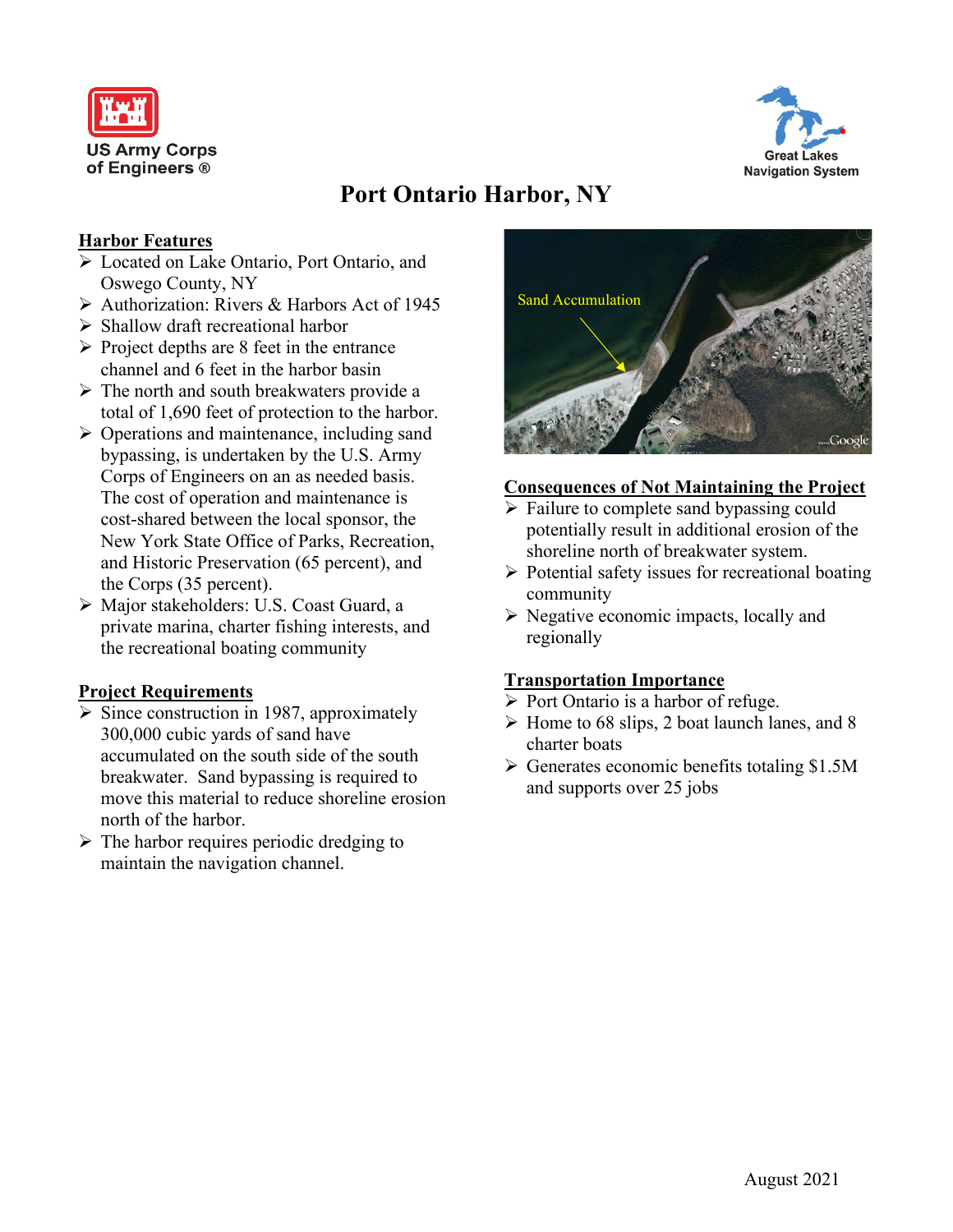US Army Corps of Engineers ®

Great Lakes Navigation System

# Port Ontario Harbor, NY

## Harbor Features

- Located on Lake Ontario, Port Ontario, and Oswego County, NY
- Authorization: Rivers & Harbors Act of 1945
- Shallow draft recreational harbor
- Project depths are 8 feet in the entrance channel and 6 feet in the harbor basin
- The north and south breakwaters provide a total of 1,690 feet of protection to the harbor.
- Operations and maintenance, including sand bypassing, is undertaken by the U.S. Army Corps of Engineers on an as needed basis. The cost of operation and maintenance is cost-shared between the local sponsor, the New York State Office of Parks, Recreation, and Historic Preservation (65 percent), and the Corps (35 percent).
- Major stakeholders: U.S. Coast Guard, a private marina, charter fishing interests, and the recreational boating community

## Project Requirements

- Since construction in 1987, approximately 300,000 cubic yards of sand have accumulated on the south side of the south breakwater. Sand bypassing is required to move this material to reduce shoreline erosion north of the harbor.
- The harbor requires periodic dredging to maintain the navigation channel.

Sand Accumulation

## Consequences of Not Maintaining the Project

- Failure to complete sand bypassing could potentially result in additional erosion of the shoreline north of breakwater system.
- Potential safety issues for recreational boating community
- Negative economic impacts, locally and regionally

## Transportation Importance

- Port Ontario is a harbor of refuge.
- Home to 68 slips, 2 boat launch lanes, and 8 charter boats
- Generates economic benefits totaling $1.5M and supports over 25 jobs

August 2021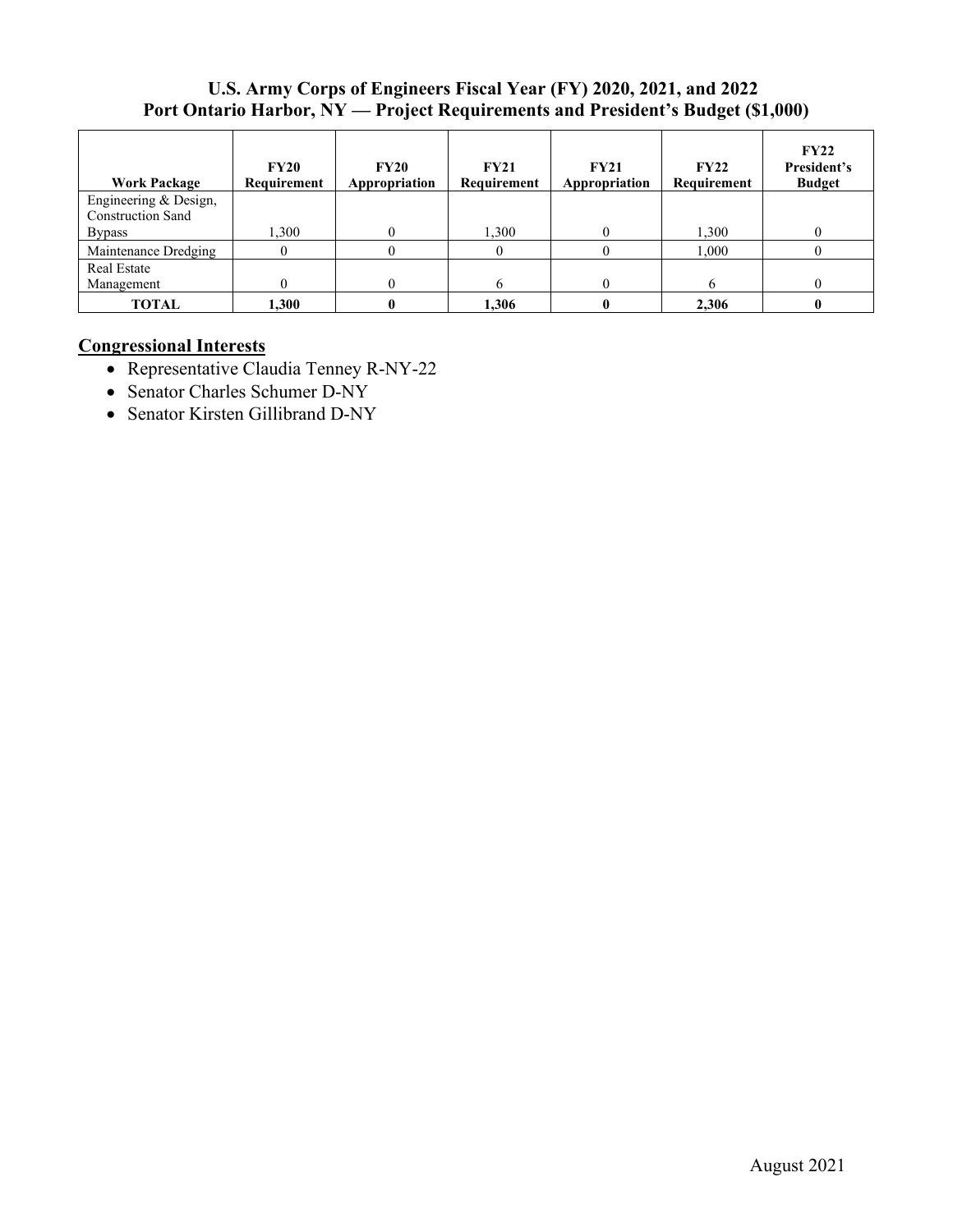## U.S. Army Corps of Engineers Fiscal Year (FY) 2020, 2021, and 2022
## Port Ontario Harbor, NY — Project Requirements and President's Budget ($1,000)

| Work Package | FY20 Requirement | FY20 Appropriation | FY21 Requirement | FY21 Appropriation | FY22 Requirement | FY22 President's Budget |
|---|---|---|---|---|---|---|
| Engineering & Design, Construction Sand Bypass | 1,300 | 0 | 1,300 | 0 | 1,300 | 0 |
| Maintenance Dredging | 0 | 0 | 0 | 0 | 1,000 | 0 |
| Real Estate Management | 0 | 0 | 6 | 0 | 6 | 0 |
| **TOTAL** | **1,300** | **0** | **1,306** | **0** | **2,306** | **0** |

### Congressional Interests

- Representative Claudia Tenney R-NY-22
- Senator Charles Schumer D-NY
- Senator Kirsten Gillibrand D-NY

August 2021